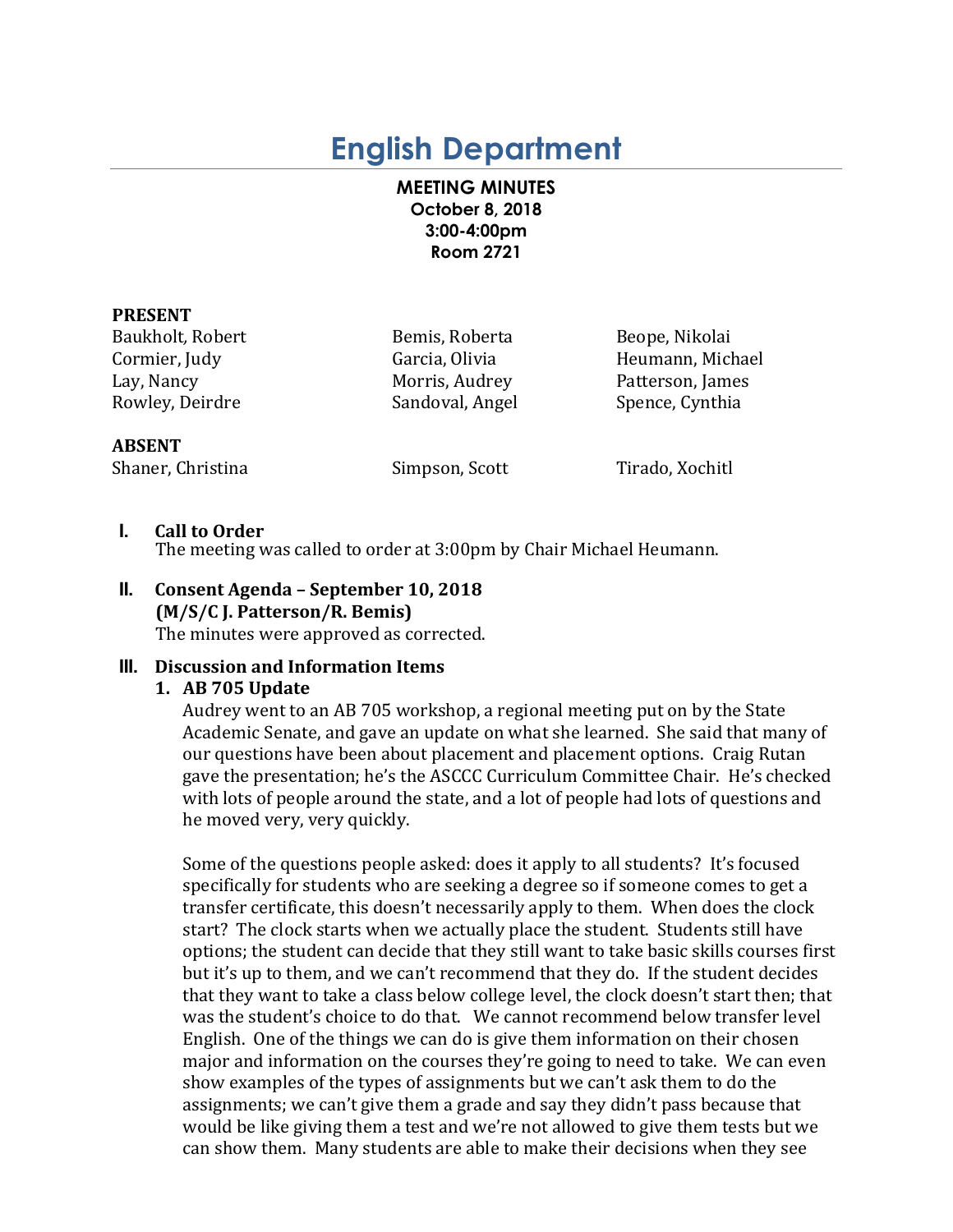# English Department

**MEETING MINUTES**
**October 8, 2018**
**3:00-4:00pm**
**Room 2721**

**PRESENT**

| | | |
|---|---|---|
| Baukholt, Robert | Bemis, Roberta | Beope, Nikolai |
| Cormier, Judy | Garcia, Olivia | Heumann, Michael |
| Lay, Nancy | Morris, Audrey | Patterson, James |
| Rowley, Deirdre | Sandoval, Angel | Spence, Cynthia |

**ABSENT**

| | | |
|---|---|---|
| Shaner, Christina | Simpson, Scott | Tirado, Xochitl |

## I. Call to Order

The meeting was called to order at 3:00pm by Chair Michael Heumann.

## II. Consent Agenda – September 10, 2018
**(M/S/C J. Patterson/R. Bemis)**

The minutes were approved as corrected.

## III. Discussion and Information Items

### 1. AB 705 Update

Audrey went to an AB 705 workshop, a regional meeting put on by the State Academic Senate, and gave an update on what she learned. She said that many of our questions have been about placement and placement options. Craig Rutan gave the presentation; he's the ASCCC Curriculum Committee Chair. He's checked with lots of people around the state, and a lot of people had lots of questions and he moved very, very quickly.

Some of the questions people asked: does it apply to all students? It's focused specifically for students who are seeking a degree so if someone comes to get a transfer certificate, this doesn't necessarily apply to them. When does the clock start? The clock starts when we actually place the student. Students still have options; the student can decide that they still want to take basic skills courses first but it's up to them, and we can't recommend that they do. If the student decides that they want to take a class below college level, the clock doesn't start then; that was the student's choice to do that. We cannot recommend below transfer level English. One of the things we can do is give them information on their chosen major and information on the courses they're going to need to take. We can even show examples of the types of assignments but we can't ask them to do the assignments; we can't give them a grade and say they didn't pass because that would be like giving them a test and we're not allowed to give them tests but we can show them. Many students are able to make their decisions when they see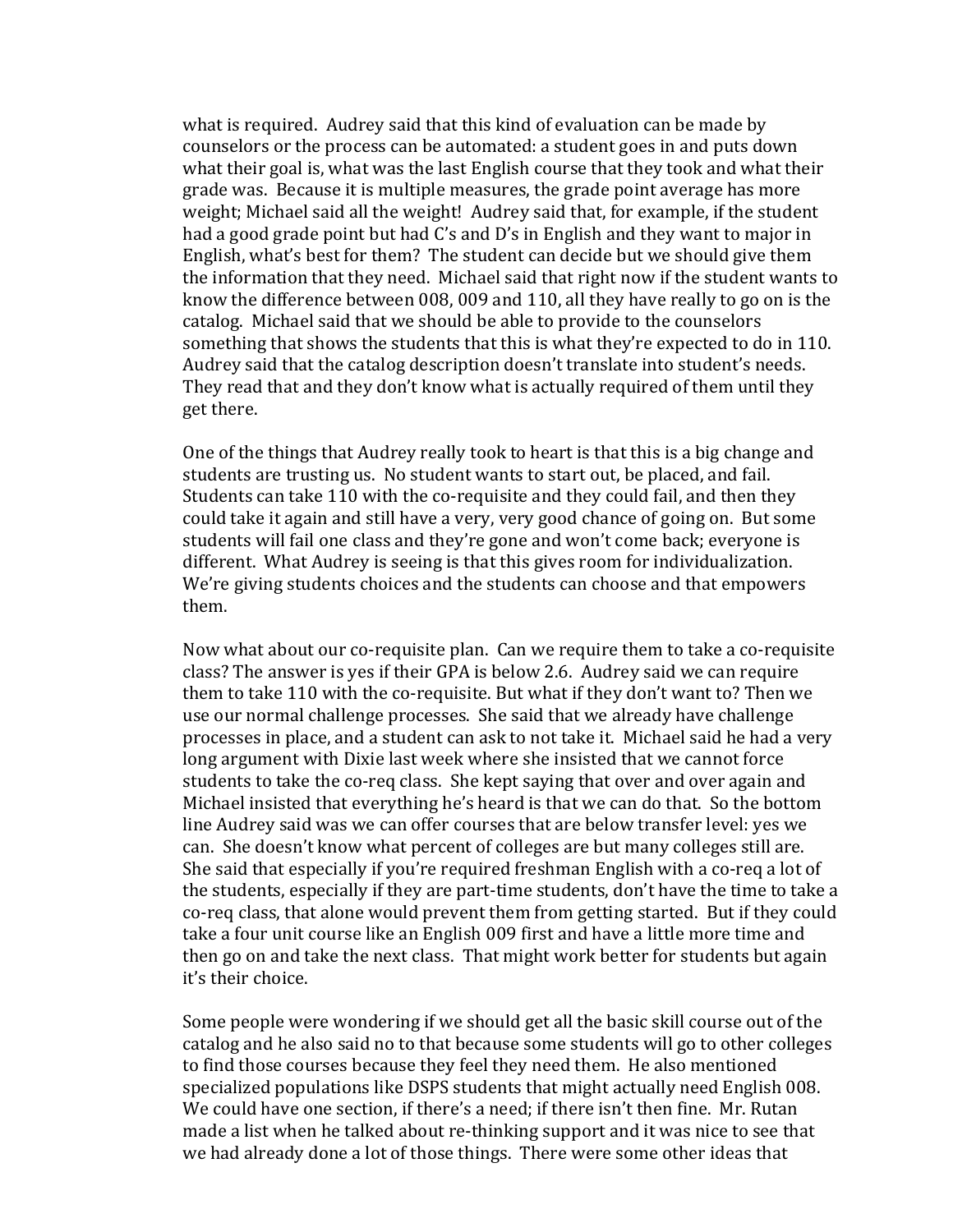what is required. Audrey said that this kind of evaluation can be made by counselors or the process can be automated: a student goes in and puts down what their goal is, what was the last English course that they took and what their grade was. Because it is multiple measures, the grade point average has more weight; Michael said all the weight! Audrey said that, for example, if the student had a good grade point but had C's and D's in English and they want to major in English, what's best for them? The student can decide but we should give them the information that they need. Michael said that right now if the student wants to know the difference between 008, 009 and 110, all they have really to go on is the catalog. Michael said that we should be able to provide to the counselors something that shows the students that this is what they're expected to do in 110. Audrey said that the catalog description doesn't translate into student's needs. They read that and they don't know what is actually required of them until they get there.

One of the things that Audrey really took to heart is that this is a big change and students are trusting us. No student wants to start out, be placed, and fail. Students can take 110 with the co-requisite and they could fail, and then they could take it again and still have a very, very good chance of going on. But some students will fail one class and they're gone and won't come back; everyone is different. What Audrey is seeing is that this gives room for individualization. We're giving students choices and the students can choose and that empowers them.

Now what about our co-requisite plan. Can we require them to take a co-requisite class? The answer is yes if their GPA is below 2.6. Audrey said we can require them to take 110 with the co-requisite. But what if they don't want to? Then we use our normal challenge processes. She said that we already have challenge processes in place, and a student can ask to not take it. Michael said he had a very long argument with Dixie last week where she insisted that we cannot force students to take the co-req class. She kept saying that over and over again and Michael insisted that everything he's heard is that we can do that. So the bottom line Audrey said was we can offer courses that are below transfer level: yes we can. She doesn't know what percent of colleges are but many colleges still are. She said that especially if you're required freshman English with a co-req a lot of the students, especially if they are part-time students, don't have the time to take a co-req class, that alone would prevent them from getting started. But if they could take a four unit course like an English 009 first and have a little more time and then go on and take the next class. That might work better for students but again it's their choice.

Some people were wondering if we should get all the basic skill course out of the catalog and he also said no to that because some students will go to other colleges to find those courses because they feel they need them. He also mentioned specialized populations like DSPS students that might actually need English 008. We could have one section, if there's a need; if there isn't then fine. Mr. Rutan made a list when he talked about re-thinking support and it was nice to see that we had already done a lot of those things. There were some other ideas that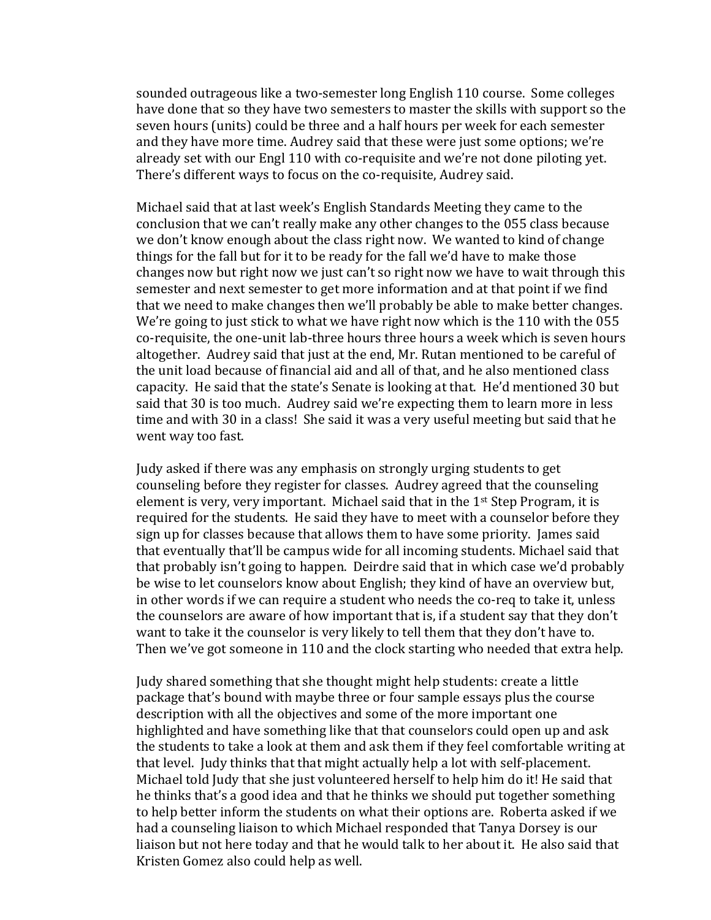sounded outrageous like a two-semester long English 110 course. Some colleges have done that so they have two semesters to master the skills with support so the seven hours (units) could be three and a half hours per week for each semester and they have more time. Audrey said that these were just some options; we're already set with our Engl 110 with co-requisite and we're not done piloting yet. There's different ways to focus on the co-requisite, Audrey said.

Michael said that at last week's English Standards Meeting they came to the conclusion that we can't really make any other changes to the 055 class because we don't know enough about the class right now. We wanted to kind of change things for the fall but for it to be ready for the fall we'd have to make those changes now but right now we just can't so right now we have to wait through this semester and next semester to get more information and at that point if we find that we need to make changes then we'll probably be able to make better changes. We're going to just stick to what we have right now which is the 110 with the 055 co-requisite, the one-unit lab-three hours three hours a week which is seven hours altogether. Audrey said that just at the end, Mr. Rutan mentioned to be careful of the unit load because of financial aid and all of that, and he also mentioned class capacity. He said that the state's Senate is looking at that. He'd mentioned 30 but said that 30 is too much. Audrey said we're expecting them to learn more in less time and with 30 in a class! She said it was a very useful meeting but said that he went way too fast.

Judy asked if there was any emphasis on strongly urging students to get counseling before they register for classes. Audrey agreed that the counseling element is very, very important. Michael said that in the 1st Step Program, it is required for the students. He said they have to meet with a counselor before they sign up for classes because that allows them to have some priority. James said that eventually that'll be campus wide for all incoming students. Michael said that that probably isn't going to happen. Deirdre said that in which case we'd probably be wise to let counselors know about English; they kind of have an overview but, in other words if we can require a student who needs the co-req to take it, unless the counselors are aware of how important that is, if a student say that they don't want to take it the counselor is very likely to tell them that they don't have to. Then we've got someone in 110 and the clock starting who needed that extra help.

Judy shared something that she thought might help students: create a little package that's bound with maybe three or four sample essays plus the course description with all the objectives and some of the more important one highlighted and have something like that that counselors could open up and ask the students to take a look at them and ask them if they feel comfortable writing at that level. Judy thinks that that might actually help a lot with self-placement. Michael told Judy that she just volunteered herself to help him do it! He said that he thinks that's a good idea and that he thinks we should put together something to help better inform the students on what their options are. Roberta asked if we had a counseling liaison to which Michael responded that Tanya Dorsey is our liaison but not here today and that he would talk to her about it. He also said that Kristen Gomez also could help as well.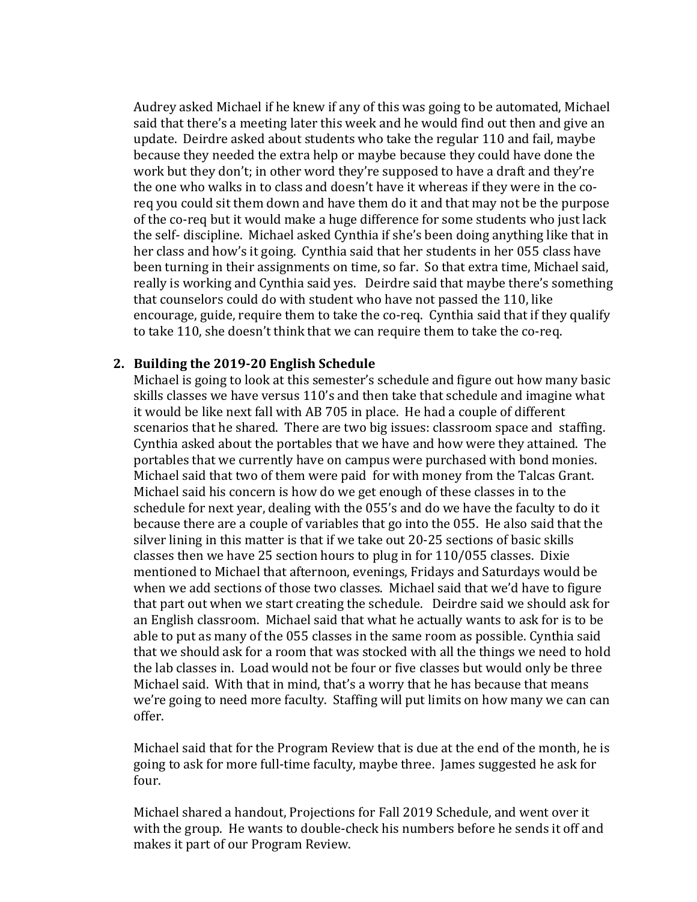Audrey asked Michael if he knew if any of this was going to be automated, Michael said that there's a meeting later this week and he would find out then and give an update. Deirdre asked about students who take the regular 110 and fail, maybe because they needed the extra help or maybe because they could have done the work but they don't; in other word they're supposed to have a draft and they're the one who walks in to class and doesn't have it whereas if they were in the co-req you could sit them down and have them do it and that may not be the purpose of the co-req but it would make a huge difference for some students who just lack the self- discipline. Michael asked Cynthia if she's been doing anything like that in her class and how's it going. Cynthia said that her students in her 055 class have been turning in their assignments on time, so far. So that extra time, Michael said, really is working and Cynthia said yes. Deirdre said that maybe there's something that counselors could do with student who have not passed the 110, like encourage, guide, require them to take the co-req. Cynthia said that if they qualify to take 110, she doesn't think that we can require them to take the co-req.

2. **Building the 2019-20 English Schedule**

   Michael is going to look at this semester's schedule and figure out how many basic skills classes we have versus 110's and then take that schedule and imagine what it would be like next fall with AB 705 in place. He had a couple of different scenarios that he shared. There are two big issues: classroom space and staffing. Cynthia asked about the portables that we have and how were they attained. The portables that we currently have on campus were purchased with bond monies. Michael said that two of them were paid for with money from the Talcas Grant. Michael said his concern is how do we get enough of these classes in to the schedule for next year, dealing with the 055's and do we have the faculty to do it because there are a couple of variables that go into the 055. He also said that the silver lining in this matter is that if we take out 20-25 sections of basic skills classes then we have 25 section hours to plug in for 110/055 classes. Dixie mentioned to Michael that afternoon, evenings, Fridays and Saturdays would be when we add sections of those two classes. Michael said that we'd have to figure that part out when we start creating the schedule. Deirdre said we should ask for an English classroom. Michael said that what he actually wants to ask for is to be able to put as many of the 055 classes in the same room as possible. Cynthia said that we should ask for a room that was stocked with all the things we need to hold the lab classes in. Load would not be four or five classes but would only be three Michael said. With that in mind, that's a worry that he has because that means we're going to need more faculty. Staffing will put limits on how many we can can offer.

   Michael said that for the Program Review that is due at the end of the month, he is going to ask for more full-time faculty, maybe three. James suggested he ask for four.

   Michael shared a handout, Projections for Fall 2019 Schedule, and went over it with the group. He wants to double-check his numbers before he sends it off and makes it part of our Program Review.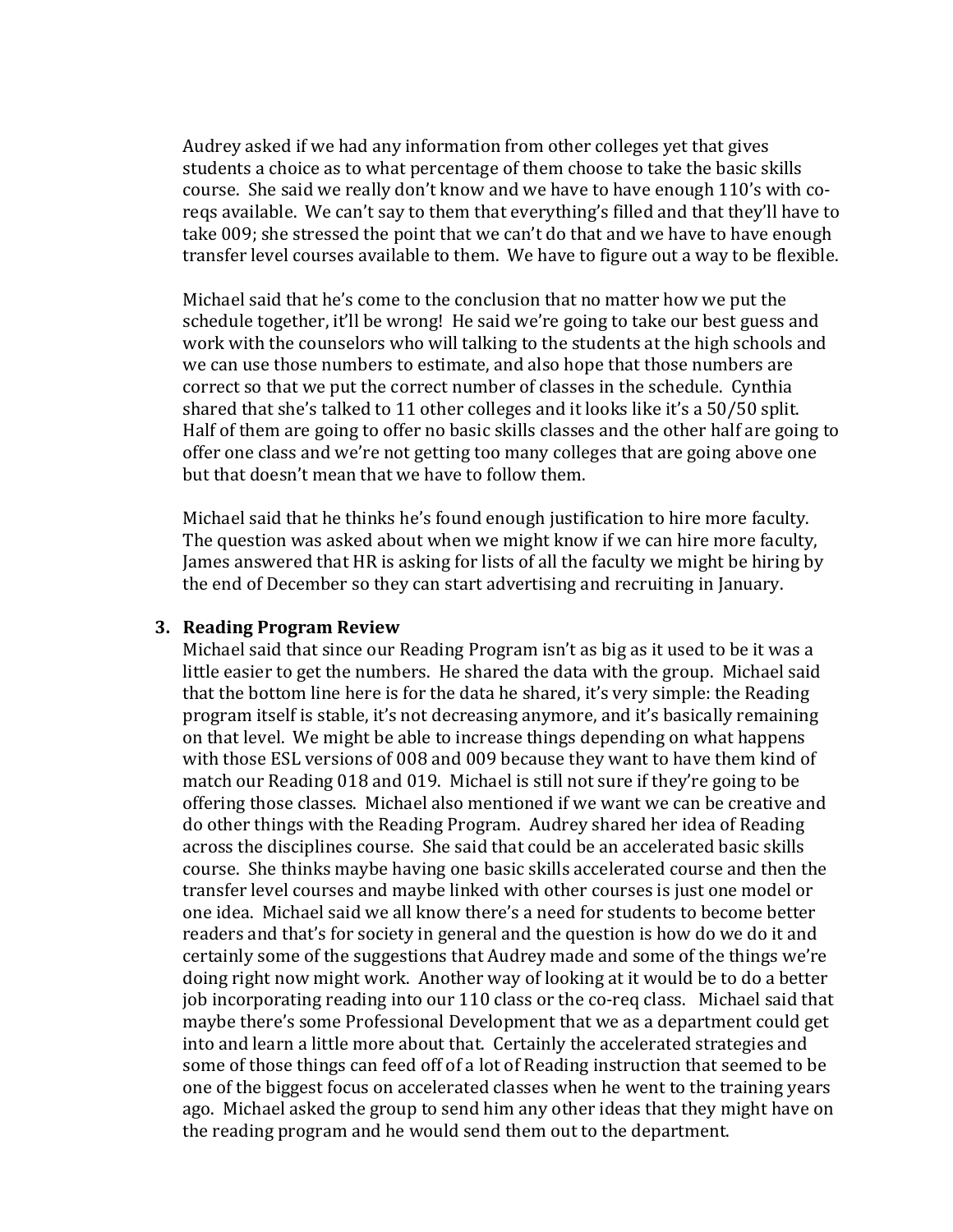Audrey asked if we had any information from other colleges yet that gives students a choice as to what percentage of them choose to take the basic skills course. She said we really don't know and we have to have enough 110's with co-reqs available. We can't say to them that everything's filled and that they'll have to take 009; she stressed the point that we can't do that and we have to have enough transfer level courses available to them. We have to figure out a way to be flexible.

Michael said that he's come to the conclusion that no matter how we put the schedule together, it'll be wrong! He said we're going to take our best guess and work with the counselors who will talking to the students at the high schools and we can use those numbers to estimate, and also hope that those numbers are correct so that we put the correct number of classes in the schedule. Cynthia shared that she's talked to 11 other colleges and it looks like it's a 50/50 split. Half of them are going to offer no basic skills classes and the other half are going to offer one class and we're not getting too many colleges that are going above one but that doesn't mean that we have to follow them.

Michael said that he thinks he's found enough justification to hire more faculty. The question was asked about when we might know if we can hire more faculty, James answered that HR is asking for lists of all the faculty we might be hiring by the end of December so they can start advertising and recruiting in January.

3. **Reading Program Review**

   Michael said that since our Reading Program isn't as big as it used to be it was a little easier to get the numbers. He shared the data with the group. Michael said that the bottom line here is for the data he shared, it's very simple: the Reading program itself is stable, it's not decreasing anymore, and it's basically remaining on that level. We might be able to increase things depending on what happens with those ESL versions of 008 and 009 because they want to have them kind of match our Reading 018 and 019. Michael is still not sure if they're going to be offering those classes. Michael also mentioned if we want we can be creative and do other things with the Reading Program. Audrey shared her idea of Reading across the disciplines course. She said that could be an accelerated basic skills course. She thinks maybe having one basic skills accelerated course and then the transfer level courses and maybe linked with other courses is just one model or one idea. Michael said we all know there's a need for students to become better readers and that's for society in general and the question is how do we do it and certainly some of the suggestions that Audrey made and some of the things we're doing right now might work. Another way of looking at it would be to do a better job incorporating reading into our 110 class or the co-req class. Michael said that maybe there's some Professional Development that we as a department could get into and learn a little more about that. Certainly the accelerated strategies and some of those things can feed off of a lot of Reading instruction that seemed to be one of the biggest focus on accelerated classes when he went to the training years ago. Michael asked the group to send him any other ideas that they might have on the reading program and he would send them out to the department.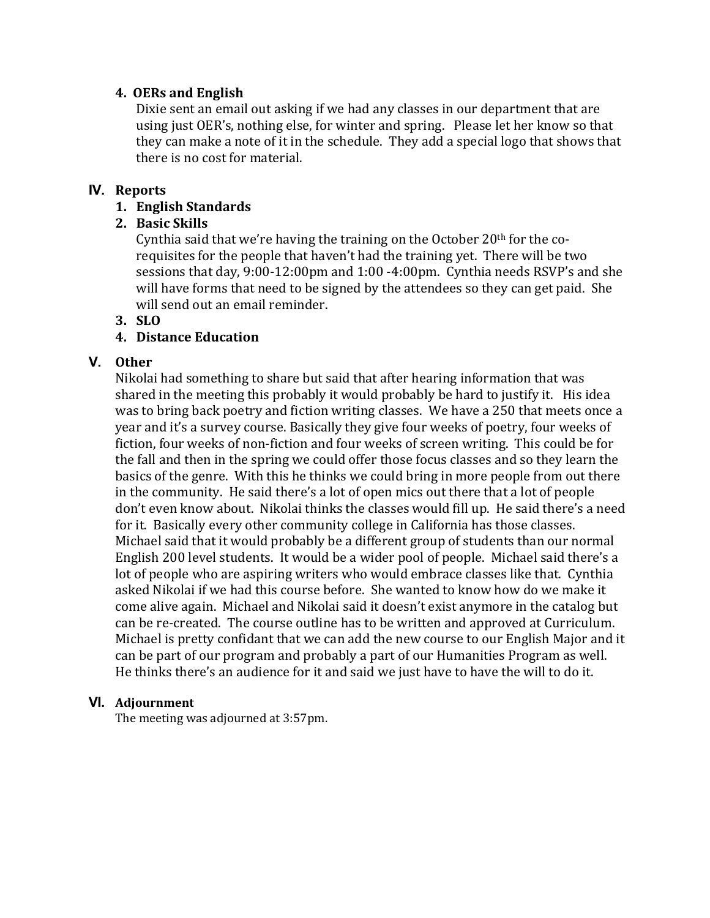4. **OERs and English**

   Dixie sent an email out asking if we had any classes in our department that are using just OER's, nothing else, for winter and spring. Please let her know so that they can make a note of it in the schedule. They add a special logo that shows that there is no cost for material.

## IV. Reports

1. **English Standards**
2. **Basic Skills**

   Cynthia said that we're having the training on the October 20th for the co-requisites for the people that haven't had the training yet. There will be two sessions that day, 9:00-12:00pm and 1:00 -4:00pm. Cynthia needs RSVP's and she will have forms that need to be signed by the attendees so they can get paid. She will send out an email reminder.
3. **SLO**
4. **Distance Education**

## V. Other

Nikolai had something to share but said that after hearing information that was shared in the meeting this probably it would probably be hard to justify it. His idea was to bring back poetry and fiction writing classes. We have a 250 that meets once a year and it's a survey course. Basically they give four weeks of poetry, four weeks of fiction, four weeks of non-fiction and four weeks of screen writing. This could be for the fall and then in the spring we could offer those focus classes and so they learn the basics of the genre. With this he thinks we could bring in more people from out there in the community. He said there's a lot of open mics out there that a lot of people don't even know about. Nikolai thinks the classes would fill up. He said there's a need for it. Basically every other community college in California has those classes. Michael said that it would probably be a different group of students than our normal English 200 level students. It would be a wider pool of people. Michael said there's a lot of people who are aspiring writers who would embrace classes like that. Cynthia asked Nikolai if we had this course before. She wanted to know how do we make it come alive again. Michael and Nikolai said it doesn't exist anymore in the catalog but can be re-created. The course outline has to be written and approved at Curriculum. Michael is pretty confidant that we can add the new course to our English Major and it can be part of our program and probably a part of our Humanities Program as well. He thinks there's an audience for it and said we just have to have the will to do it.

## VI. Adjournment

The meeting was adjourned at 3:57pm.